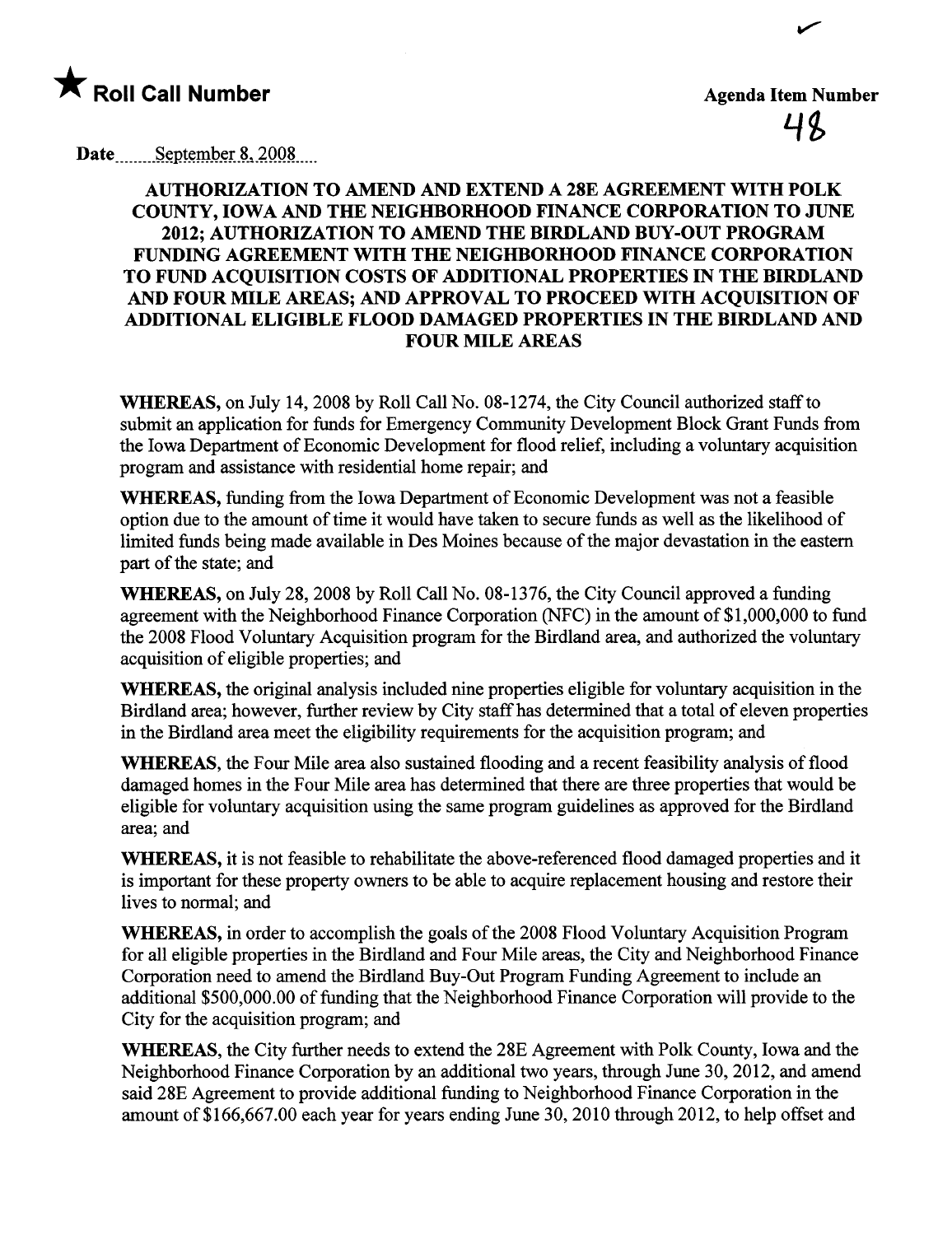★ **Roll Call Number**

**Agenda Item Number**

48

Date September 8, 2008

**AUTHORIZATION TO AMEND AND EXTEND A 28E AGREEMENT WITH POLK COUNTY, IOWA AND THE NEIGHBORHOOD FINANCE CORPORATION TO JUNE 2012; AUTHORIZATION TO AMEND THE BIRDLAND BUY-OUT PROGRAM FUNDING AGREEMENT WITH THE NEIGHBORHOOD FINANCE CORPORATION TO FUND ACQUISITION COSTS OF ADDITIONAL PROPERTIES IN THE BIRDLAND AND FOUR MILE AREAS; AND APPROVAL TO PROCEED WITH ACQUISITION OF ADDITIONAL ELIGIBLE FLOOD DAMAGED PROPERTIES IN THE BIRDLAND AND FOUR MILE AREAS**

**WHEREAS,** on July 14, 2008 by Roll Call No. 08-1274, the City Council authorized staff to submit an application for funds for Emergency Community Development Block Grant Funds from the Iowa Department of Economic Development for flood relief, including a voluntary acquisition program and assistance with residential home repair; and

**WHEREAS,** funding from the Iowa Department of Economic Development was not a feasible option due to the amount of time it would have taken to secure funds as well as the likelihood of limited funds being made available in Des Moines because of the major devastation in the eastern part of the state; and

**WHEREAS,** on July 28, 2008 by Roll Call No. 08-1376, the City Council approved a funding agreement with the Neighborhood Finance Corporation (NFC) in the amount of $1,000,000 to fund the 2008 Flood Voluntary Acquisition program for the Birdland area, and authorized the voluntary acquisition of eligible properties; and

**WHEREAS,** the original analysis included nine properties eligible for voluntary acquisition in the Birdland area; however, further review by City staff has determined that a total of eleven properties in the Birdland area meet the eligibility requirements for the acquisition program; and

**WHEREAS,** the Four Mile area also sustained flooding and a recent feasibility analysis of flood damaged homes in the Four Mile area has determined that there are three properties that would be eligible for voluntary acquisition using the same program guidelines as approved for the Birdland area; and

**WHEREAS,** it is not feasible to rehabilitate the above-referenced flood damaged properties and it is important for these property owners to be able to acquire replacement housing and restore their lives to normal; and

**WHEREAS,** in order to accomplish the goals of the 2008 Flood Voluntary Acquisition Program for all eligible properties in the Birdland and Four Mile areas, the City and Neighborhood Finance Corporation need to amend the Birdland Buy-Out Program Funding Agreement to include an additional $500,000.00 of funding that the Neighborhood Finance Corporation will provide to the City for the acquisition program; and

**WHEREAS,** the City further needs to extend the 28E Agreement with Polk County, Iowa and the Neighborhood Finance Corporation by an additional two years, through June 30, 2012, and amend said 28E Agreement to provide additional funding to Neighborhood Finance Corporation in the amount of $166,667.00 each year for years ending June 30, 2010 through 2012, to help offset and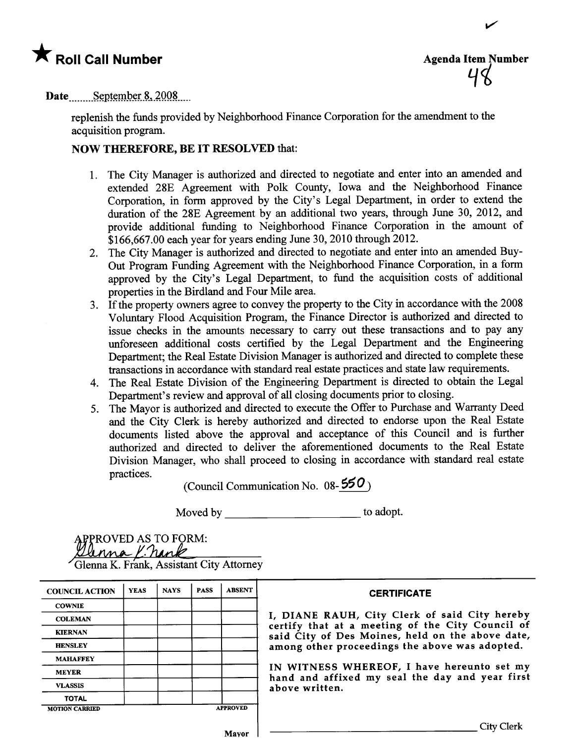★ **Roll Call Number**

**Agenda Item Number**
48

**Date** September 8, 2008

replenish the funds provided by Neighborhood Finance Corporation for the amendment to the acquisition program.

**NOW THEREFORE, BE IT RESOLVED** that:

1. The City Manager is authorized and directed to negotiate and enter into an amended and extended 28E Agreement with Polk County, Iowa and the Neighborhood Finance Corporation, in form approved by the City's Legal Department, in order to extend the duration of the 28E Agreement by an additional two years, through June 30, 2012, and provide additional funding to Neighborhood Finance Corporation in the amount of $166,667.00 each year for years ending June 30, 2010 through 2012.
2. The City Manager is authorized and directed to negotiate and enter into an amended Buy-Out Program Funding Agreement with the Neighborhood Finance Corporation, in a form approved by the City's Legal Department, to fund the acquisition costs of additional properties in the Birdland and Four Mile area.
3. If the property owners agree to convey the property to the City in accordance with the 2008 Voluntary Flood Acquisition Program, the Finance Director is authorized and directed to issue checks in the amounts necessary to carry out these transactions and to pay any unforeseen additional costs certified by the Legal Department and the Engineering Department; the Real Estate Division Manager is authorized and directed to complete these transactions in accordance with standard real estate practices and state law requirements.
4. The Real Estate Division of the Engineering Department is directed to obtain the Legal Department's review and approval of all closing documents prior to closing.
5. The Mayor is authorized and directed to execute the Offer to Purchase and Warranty Deed and the City Clerk is hereby authorized and directed to endorse upon the Real Estate documents listed above the approval and acceptance of this Council and is further authorized and directed to deliver the aforementioned documents to the Real Estate Division Manager, who shall proceed to closing in accordance with standard real estate practices.

(Council Communication No. 08-550)

Moved by \_\_\_\_\_\_\_\_\_\_\_\_\_\_\_\_\_\_\_\_\_\_ to adopt.

APPROVED AS TO FORM:
Glenna K. Frank
Glenna K. Frank, Assistant City Attorney

| COUNCIL ACTION | YEAS | NAYS | PASS | ABSENT |
|---|---|---|---|---|
| COWNIE | | | | |
| COLEMAN | | | | |
| KIERNAN | | | | |
| HENSLEY | | | | |
| MAHAFFEY | | | | |
| MEYER | | | | |
| VLASSIS | | | | |
| TOTAL | | | | |
| MOTION CARRIED | | | | APPROVED |

Mayor

**CERTIFICATE**

I, DIANE RAUH, City Clerk of said City hereby certify that at a meeting of the City Council of said City of Des Moines, held on the above date, among other proceedings the above was adopted.

IN WITNESS WHEREOF, I have hereunto set my hand and affixed my seal the day and year first above written.

\_\_\_\_\_\_\_\_\_\_\_\_\_\_\_\_\_\_\_\_\_\_\_\_\_\_\_\_ City Clerk